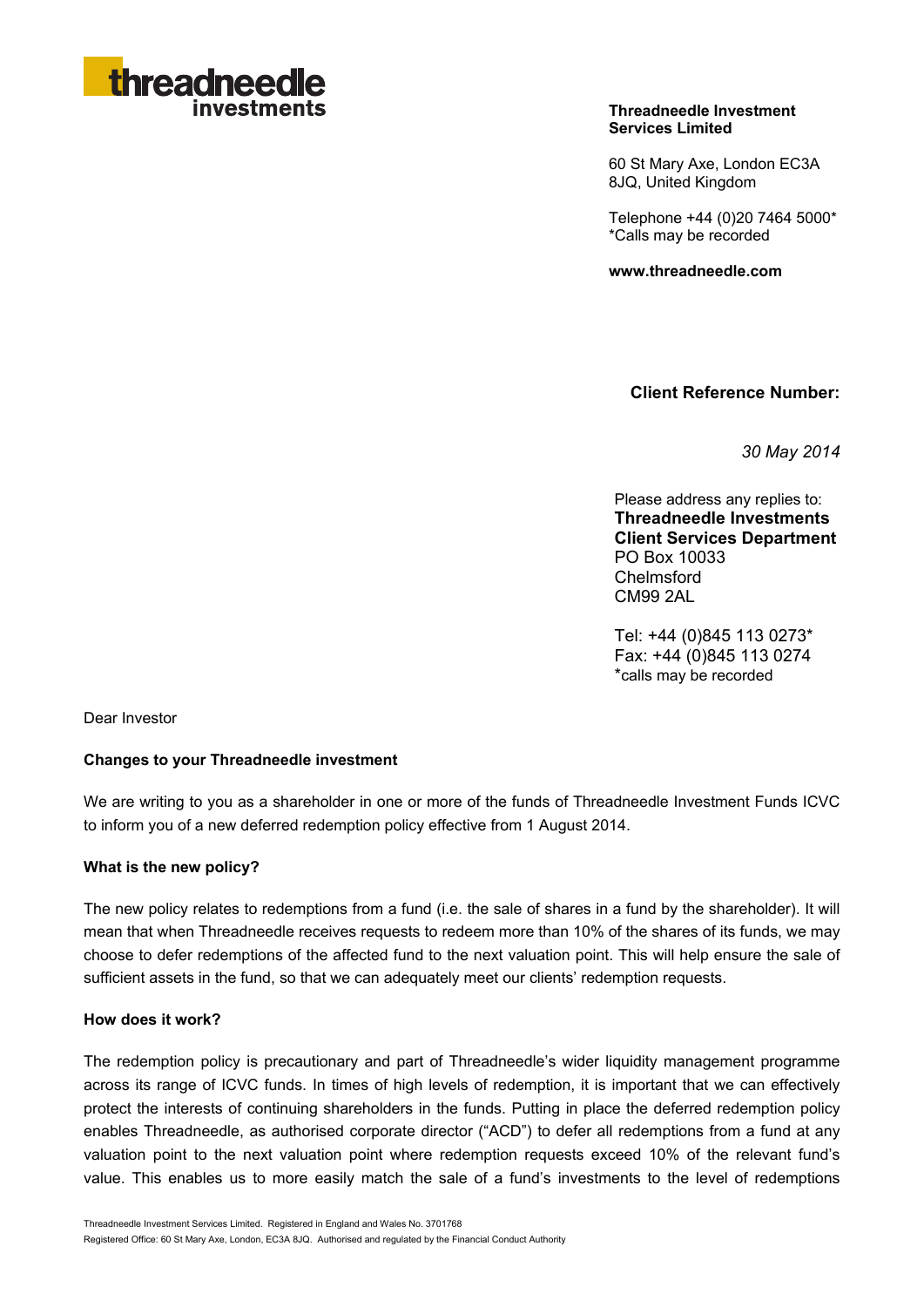threadneedle investments

**Threadneedle Investment Services Limited**

60 St Mary Axe, London EC3A 8JQ, United Kingdom

Telephone +44 (0)20 7464 5000*
*Calls may be recorded

**www.threadneedle.com**

**Client Reference Number:**

*30 May 2014*

Please address any replies to:
**Threadneedle Investments**
**Client Services Department**
PO Box 10033
Chelmsford
CM99 2AL

Tel: +44 (0)845 113 0273*
Fax: +44 (0)845 113 0274
*calls may be recorded

Dear Investor

**Changes to your Threadneedle investment**

We are writing to you as a shareholder in one or more of the funds of Threadneedle Investment Funds ICVC to inform you of a new deferred redemption policy effective from 1 August 2014.

**What is the new policy?**

The new policy relates to redemptions from a fund (i.e. the sale of shares in a fund by the shareholder). It will mean that when Threadneedle receives requests to redeem more than 10% of the shares of its funds, we may choose to defer redemptions of the affected fund to the next valuation point. This will help ensure the sale of sufficient assets in the fund, so that we can adequately meet our clients' redemption requests.

**How does it work?**

The redemption policy is precautionary and part of Threadneedle's wider liquidity management programme across its range of ICVC funds. In times of high levels of redemption, it is important that we can effectively protect the interests of continuing shareholders in the funds. Putting in place the deferred redemption policy enables Threadneedle, as authorised corporate director ("ACD") to defer all redemptions from a fund at any valuation point to the next valuation point where redemption requests exceed 10% of the relevant fund's value. This enables us to more easily match the sale of a fund's investments to the level of redemptions

Threadneedle Investment Services Limited. Registered in England and Wales No. 3701768
Registered Office: 60 St Mary Axe, London, EC3A 8JQ. Authorised and regulated by the Financial Conduct Authority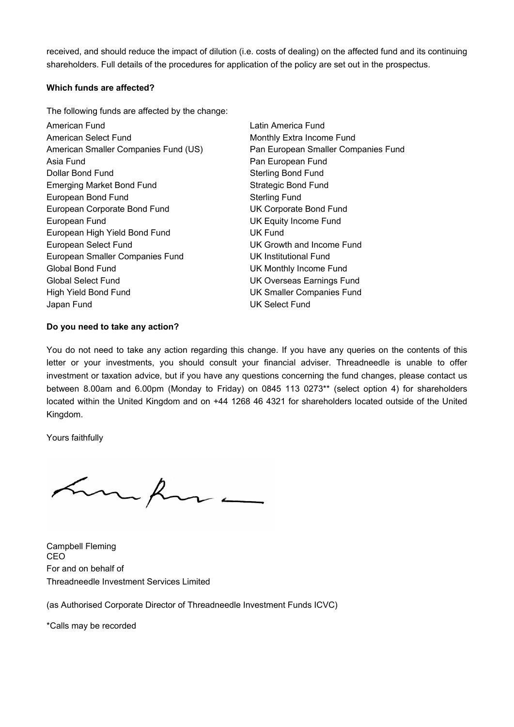received, and should reduce the impact of dilution (i.e. costs of dealing) on the affected fund and its continuing shareholders. Full details of the procedures for application of the policy are set out in the prospectus.

**Which funds are affected?**

The following funds are affected by the change:

- American Fund
- American Select Fund
- American Smaller Companies Fund (US)
- Asia Fund
- Dollar Bond Fund
- Emerging Market Bond Fund
- European Bond Fund
- European Corporate Bond Fund
- European Fund
- European High Yield Bond Fund
- European Select Fund
- European Smaller Companies Fund
- Global Bond Fund
- Global Select Fund
- High Yield Bond Fund
- Japan Fund
- Latin America Fund
- Monthly Extra Income Fund
- Pan European Smaller Companies Fund
- Pan European Fund
- Sterling Bond Fund
- Strategic Bond Fund
- Sterling Fund
- UK Corporate Bond Fund
- UK Equity Income Fund
- UK Fund
- UK Growth and Income Fund
- UK Institutional Fund
- UK Monthly Income Fund
- UK Overseas Earnings Fund
- UK Smaller Companies Fund
- UK Select Fund

**Do you need to take any action?**

You do not need to take any action regarding this change. If you have any queries on the contents of this letter or your investments, you should consult your financial adviser. Threadneedle is unable to offer investment or taxation advice, but if you have any questions concerning the fund changes, please contact us between 8.00am and 6.00pm (Monday to Friday) on 0845 113 0273** (select option 4) for shareholders located within the United Kingdom and on +44 1268 46 4321 for shareholders located outside of the United Kingdom.

Yours faithfully

Campbell Fleming
CEO
For and on behalf of
Threadneedle Investment Services Limited

(as Authorised Corporate Director of Threadneedle Investment Funds ICVC)

*Calls may be recorded